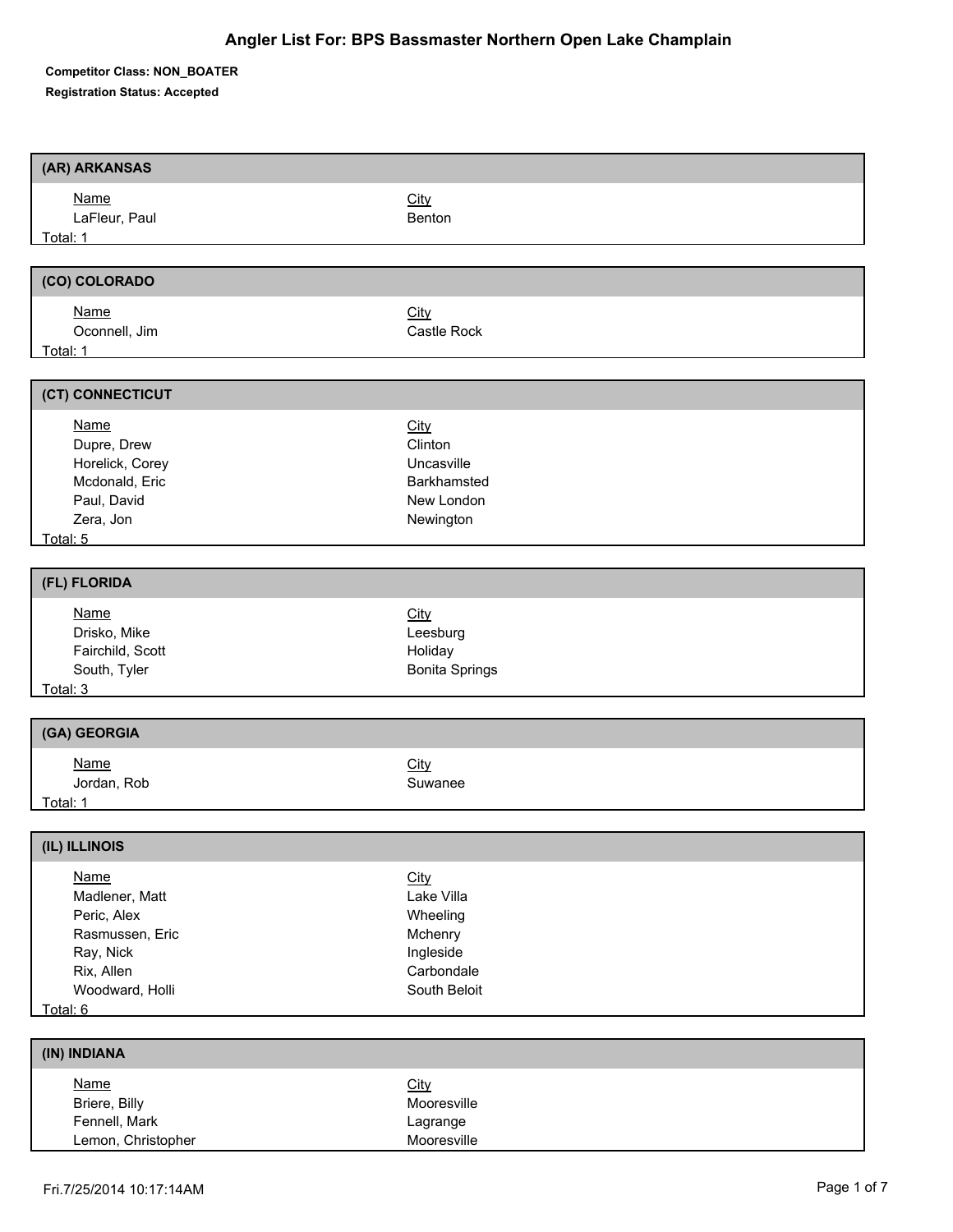# Angler List For: BPS Bassmaster Northern Open Lake Champlain

**Competitor Class: NON_BOATER**

**Registration Status: Accepted**

## (AR) ARKANSAS

| Name | City |
|---|---|
| LaFleur, Paul | Benton |

Total: 1

## (CO) COLORADO

| Name | City |
|---|---|
| Oconnell, Jim | Castle Rock |

Total: 1

## (CT) CONNECTICUT

| Name | City |
|---|---|
| Dupre, Drew | Clinton |
| Horelick, Corey | Uncasville |
| Mcdonald, Eric | Barkhamsted |
| Paul, David | New London |
| Zera, Jon | Newington |

Total: 5

## (FL) FLORIDA

| Name | City |
|---|---|
| Drisko, Mike | Leesburg |
| Fairchild, Scott | Holiday |
| South, Tyler | Bonita Springs |

Total: 3

## (GA) GEORGIA

| Name | City |
|---|---|
| Jordan, Rob | Suwanee |

Total: 1

## (IL) ILLINOIS

| Name | City |
|---|---|
| Madlener, Matt | Lake Villa |
| Peric, Alex | Wheeling |
| Rasmussen, Eric | Mchenry |
| Ray, Nick | Ingleside |
| Rix, Allen | Carbondale |
| Woodward, Holli | South Beloit |

Total: 6

## (IN) INDIANA

| Name | City |
|---|---|
| Briere, Billy | Mooresville |
| Fennell, Mark | Lagrange |
| Lemon, Christopher | Mooresville |

Fri.7/25/2014 10:17:14AM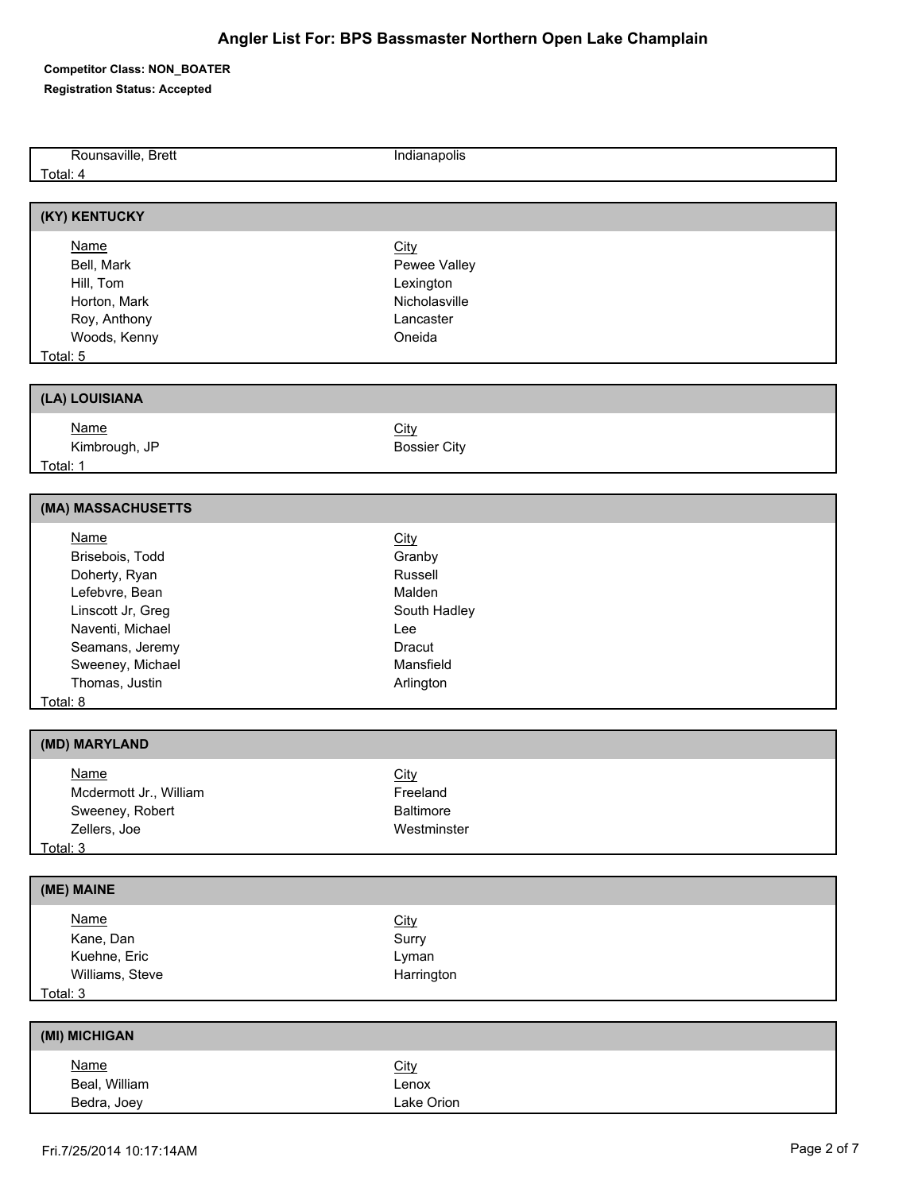# Angler List For: BPS Bassmaster Northern Open Lake Champlain

**Competitor Class: NON_BOATER**

**Registration Status: Accepted**

| Name | City |
|---|---|
| Rounsaville, Brett | Indianapolis |

Total: 4

## (KY) KENTUCKY

| Name | City |
|---|---|
| Bell, Mark | Pewee Valley |
| Hill, Tom | Lexington |
| Horton, Mark | Nicholasville |
| Roy, Anthony | Lancaster |
| Woods, Kenny | Oneida |

Total: 5

## (LA) LOUISIANA

| Name | City |
|---|---|
| Kimbrough, JP | Bossier City |

Total: 1

## (MA) MASSACHUSETTS

| Name | City |
|---|---|
| Brisebois, Todd | Granby |
| Doherty, Ryan | Russell |
| Lefebvre, Bean | Malden |
| Linscott Jr, Greg | South Hadley |
| Naventi, Michael | Lee |
| Seamans, Jeremy | Dracut |
| Sweeney, Michael | Mansfield |
| Thomas, Justin | Arlington |

Total: 8

## (MD) MARYLAND

| Name | City |
|---|---|
| Mcdermott Jr., William | Freeland |
| Sweeney, Robert | Baltimore |
| Zellers, Joe | Westminster |

Total: 3

## (ME) MAINE

| Name | City |
|---|---|
| Kane, Dan | Surry |
| Kuehne, Eric | Lyman |
| Williams, Steve | Harrington |

Total: 3

## (MI) MICHIGAN

| Name | City |
|---|---|
| Beal, William | Lenox |
| Bedra, Joey | Lake Orion |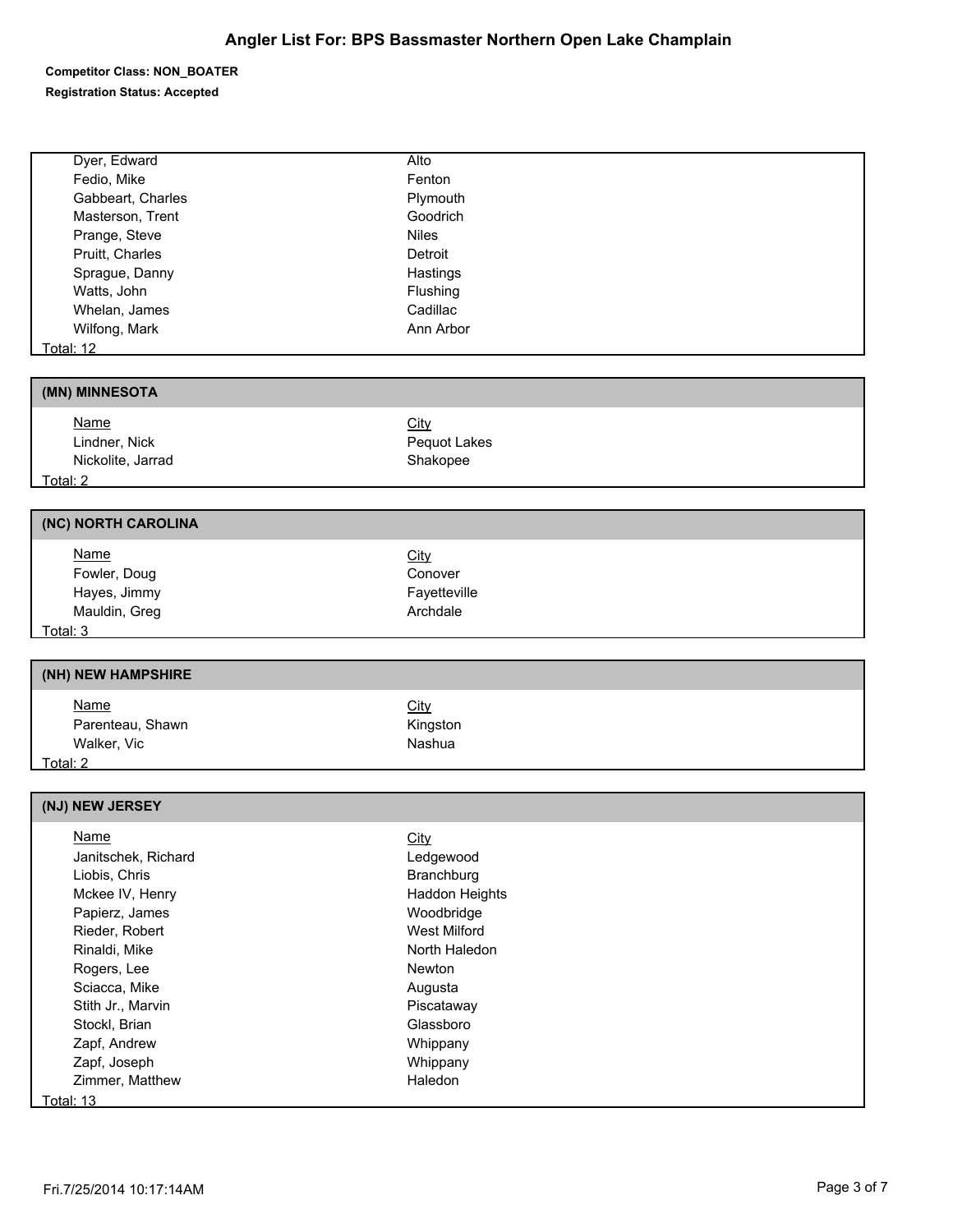# Angler List For: BPS Bassmaster Northern Open Lake Champlain

**Competitor Class: NON_BOATER**

**Registration Status: Accepted**

| Name | City |
| --- | --- |
| Dyer, Edward | Alto |
| Fedio, Mike | Fenton |
| Gabbeart, Charles | Plymouth |
| Masterson, Trent | Goodrich |
| Prange, Steve | Niles |
| Pruitt, Charles | Detroit |
| Sprague, Danny | Hastings |
| Watts, John | Flushing |
| Whelan, James | Cadillac |
| Wilfong, Mark | Ann Arbor |

Total: 12

## (MN) MINNESOTA

| Name | City |
| --- | --- |
| Lindner, Nick | Pequot Lakes |
| Nickolite, Jarrad | Shakopee |

Total: 2

## (NC) NORTH CAROLINA

| Name | City |
| --- | --- |
| Fowler, Doug | Conover |
| Hayes, Jimmy | Fayetteville |
| Mauldin, Greg | Archdale |

Total: 3

## (NH) NEW HAMPSHIRE

| Name | City |
| --- | --- |
| Parenteau, Shawn | Kingston |
| Walker, Vic | Nashua |

Total: 2

## (NJ) NEW JERSEY

| Name | City |
| --- | --- |
| Janitschek, Richard | Ledgewood |
| Liobis, Chris | Branchburg |
| Mckee IV, Henry | Haddon Heights |
| Papierz, James | Woodbridge |
| Rieder, Robert | West Milford |
| Rinaldi, Mike | North Haledon |
| Rogers, Lee | Newton |
| Sciacca, Mike | Augusta |
| Stith Jr., Marvin | Piscataway |
| Stockl, Brian | Glassboro |
| Zapf, Andrew | Whippany |
| Zapf, Joseph | Whippany |
| Zimmer, Matthew | Haledon |

Total: 13

Fri.7/25/2014 10:17:14AM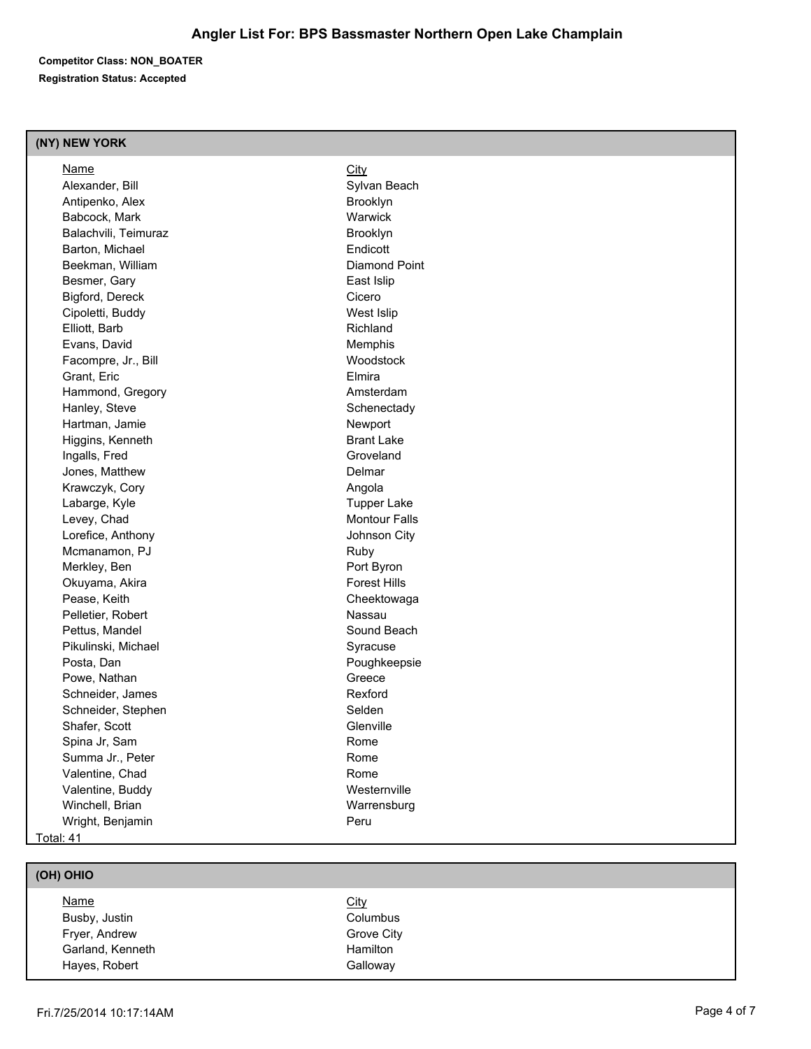# Angler List For: BPS Bassmaster Northern Open Lake Champlain

**Competitor Class: NON_BOATER**

**Registration Status: Accepted**

## (NY) NEW YORK

| Name | City |
| --- | --- |
| Alexander, Bill | Sylvan Beach |
| Antipenko, Alex | Brooklyn |
| Babcock, Mark | Warwick |
| Balachvili, Teimuraz | Brooklyn |
| Barton, Michael | Endicott |
| Beekman, William | Diamond Point |
| Besmer, Gary | East Islip |
| Bigford, Dereck | Cicero |
| Cipoletti, Buddy | West Islip |
| Elliott, Barb | Richland |
| Evans, David | Memphis |
| Facompre, Jr., Bill | Woodstock |
| Grant, Eric | Elmira |
| Hammond, Gregory | Amsterdam |
| Hanley, Steve | Schenectady |
| Hartman, Jamie | Newport |
| Higgins, Kenneth | Brant Lake |
| Ingalls, Fred | Groveland |
| Jones, Matthew | Delmar |
| Krawczyk, Cory | Angola |
| Labarge, Kyle | Tupper Lake |
| Levey, Chad | Montour Falls |
| Lorefice, Anthony | Johnson City |
| Mcmanamon, PJ | Ruby |
| Merkley, Ben | Port Byron |
| Okuyama, Akira | Forest Hills |
| Pease, Keith | Cheektowaga |
| Pelletier, Robert | Nassau |
| Pettus, Mandel | Sound Beach |
| Pikulinski, Michael | Syracuse |
| Posta, Dan | Poughkeepsie |
| Powe, Nathan | Greece |
| Schneider, James | Rexford |
| Schneider, Stephen | Selden |
| Shafer, Scott | Glenville |
| Spina Jr, Sam | Rome |
| Summa Jr., Peter | Rome |
| Valentine, Chad | Rome |
| Valentine, Buddy | Westernville |
| Winchell, Brian | Warrensburg |
| Wright, Benjamin | Peru |

Total: 41

## (OH) OHIO

| Name | City |
| --- | --- |
| Busby, Justin | Columbus |
| Fryer, Andrew | Grove City |
| Garland, Kenneth | Hamilton |
| Hayes, Robert | Galloway |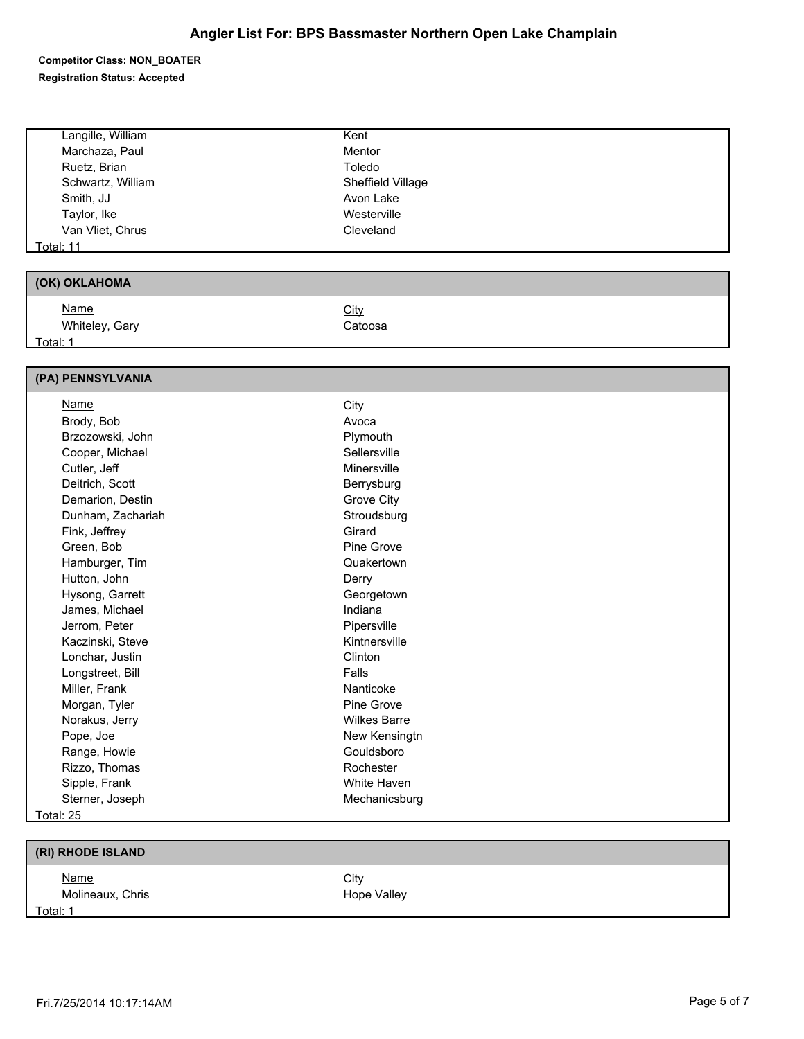# Angler List For: BPS Bassmaster Northern Open Lake Champlain

**Competitor Class: NON_BOATER**

**Registration Status: Accepted**

| Name | City |
|---|---|
| Langille, William | Kent |
| Marchaza, Paul | Mentor |
| Ruetz, Brian | Toledo |
| Schwartz, William | Sheffield Village |
| Smith, JJ | Avon Lake |
| Taylor, Ike | Westerville |
| Van Vliet, Chrus | Cleveland |

Total: 11

## (OK) OKLAHOMA

| Name | City |
|---|---|
| Whiteley, Gary | Catoosa |

Total: 1

## (PA) PENNSYLVANIA

| Name | City |
|---|---|
| Brody, Bob | Avoca |
| Brzozowski, John | Plymouth |
| Cooper, Michael | Sellersville |
| Cutler, Jeff | Minersville |
| Deitrich, Scott | Berrysburg |
| Demarion, Destin | Grove City |
| Dunham, Zachariah | Stroudsburg |
| Fink, Jeffrey | Girard |
| Green, Bob | Pine Grove |
| Hamburger, Tim | Quakertown |
| Hutton, John | Derry |
| Hysong, Garrett | Georgetown |
| James, Michael | Indiana |
| Jerrom, Peter | Pipersville |
| Kaczinski, Steve | Kintnersville |
| Lonchar, Justin | Clinton |
| Longstreet, Bill | Falls |
| Miller, Frank | Nanticoke |
| Morgan, Tyler | Pine Grove |
| Norakus, Jerry | Wilkes Barre |
| Pope, Joe | New Kensingtn |
| Range, Howie | Gouldsboro |
| Rizzo, Thomas | Rochester |
| Sipple, Frank | White Haven |
| Sterner, Joseph | Mechanicsburg |

Total: 25

## (RI) RHODE ISLAND

| Name | City |
|---|---|
| Molineaux, Chris | Hope Valley |

Total: 1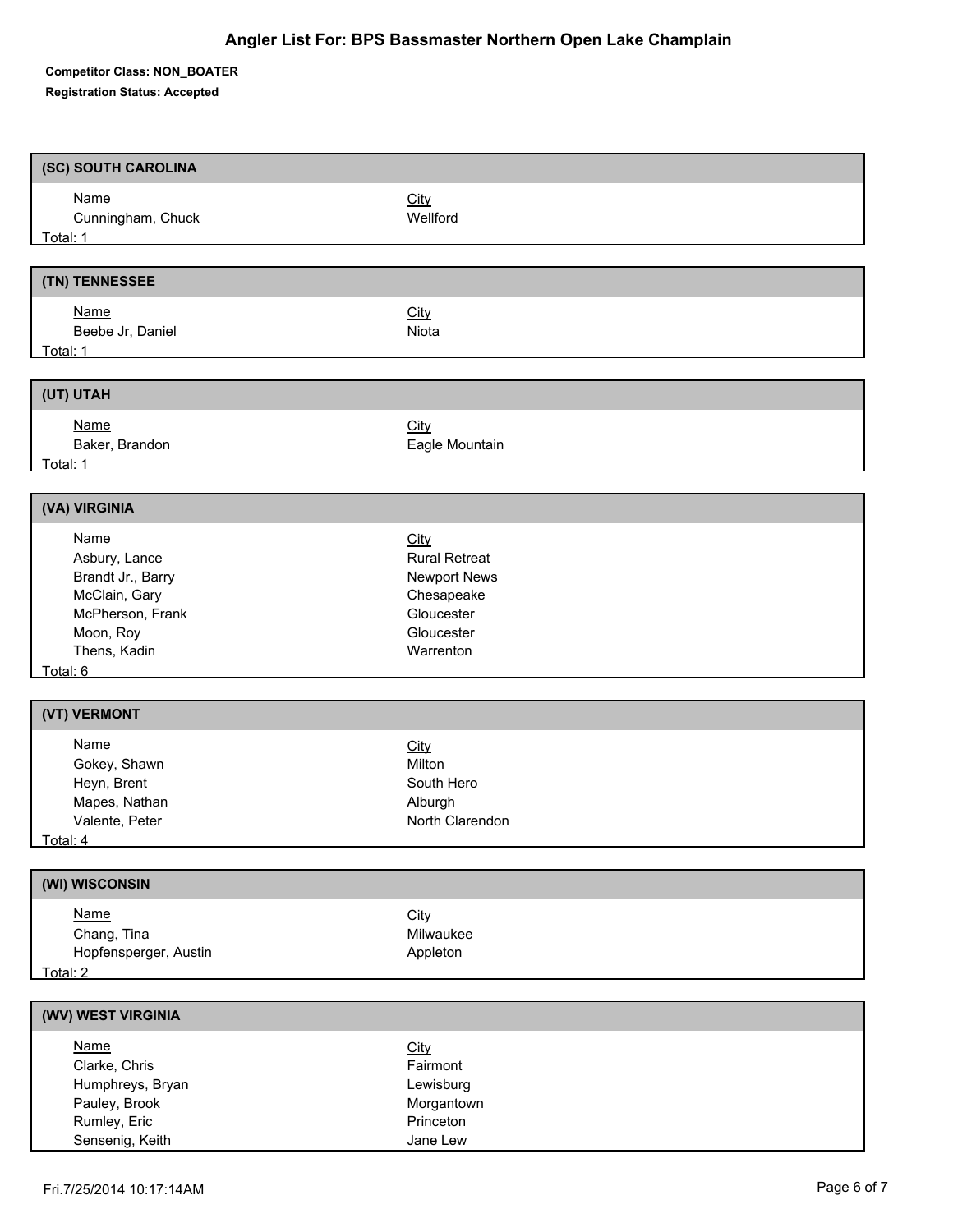# Angler List For: BPS Bassmaster Northern Open Lake Champlain

**Competitor Class: NON_BOATER**

**Registration Status: Accepted**

## (SC) SOUTH CAROLINA

| Name | City |
|---|---|
| Cunningham, Chuck | Wellford |

Total: 1

## (TN) TENNESSEE

| Name | City |
|---|---|
| Beebe Jr, Daniel | Niota |

Total: 1

## (UT) UTAH

| Name | City |
|---|---|
| Baker, Brandon | Eagle Mountain |

Total: 1

## (VA) VIRGINIA

| Name | City |
|---|---|
| Asbury, Lance | Rural Retreat |
| Brandt Jr., Barry | Newport News |
| McClain, Gary | Chesapeake |
| McPherson, Frank | Gloucester |
| Moon, Roy | Gloucester |
| Thens, Kadin | Warrenton |

Total: 6

## (VT) VERMONT

| Name | City |
|---|---|
| Gokey, Shawn | Milton |
| Heyn, Brent | South Hero |
| Mapes, Nathan | Alburgh |
| Valente, Peter | North Clarendon |

Total: 4

## (WI) WISCONSIN

| Name | City |
|---|---|
| Chang, Tina | Milwaukee |
| Hopfensperger, Austin | Appleton |

Total: 2

## (WV) WEST VIRGINIA

| Name | City |
|---|---|
| Clarke, Chris | Fairmont |
| Humphreys, Bryan | Lewisburg |
| Pauley, Brook | Morgantown |
| Rumley, Eric | Princeton |
| Sensenig, Keith | Jane Lew |

Fri.7/25/2014 10:17:14AM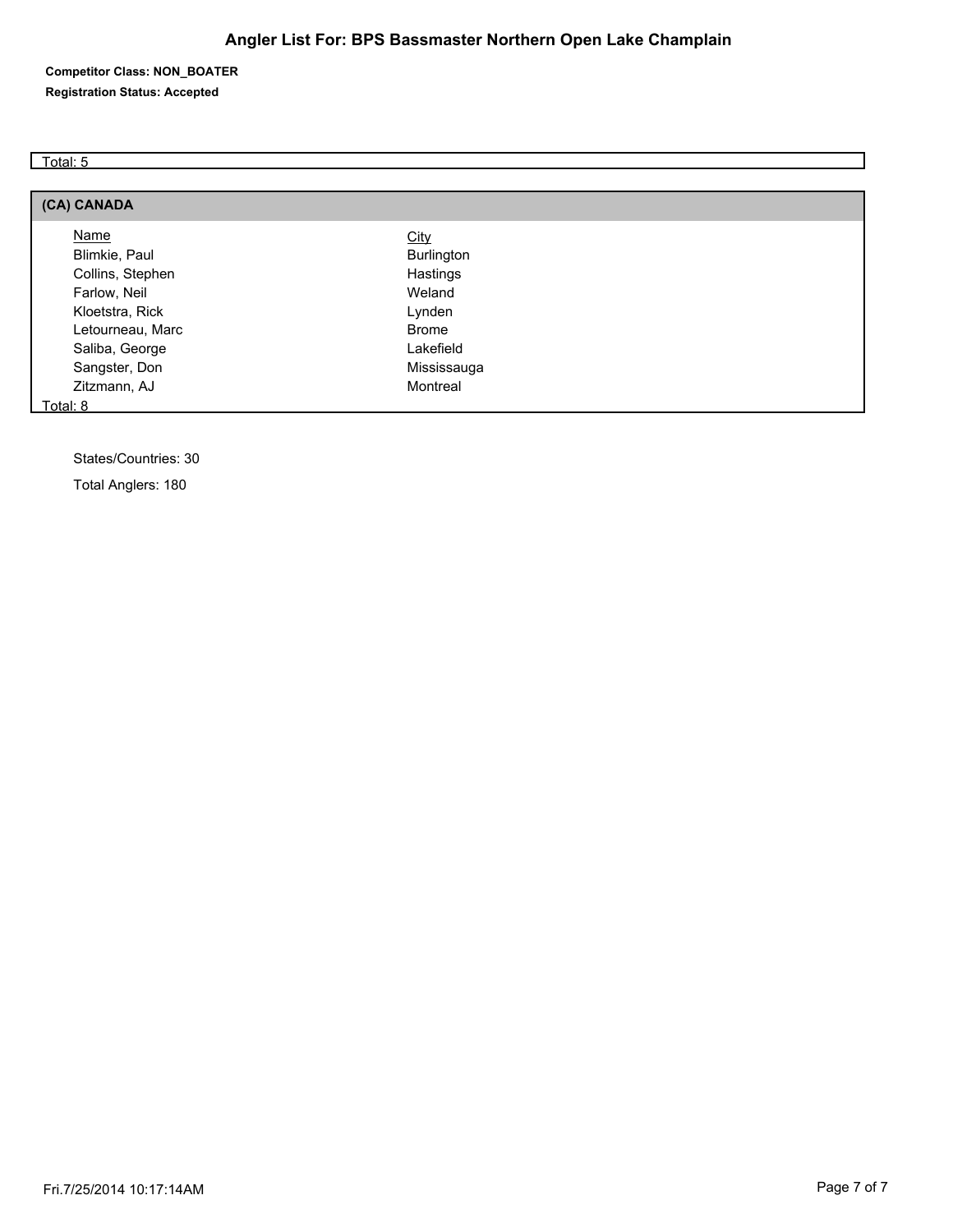## Angler List For: BPS Bassmaster Northern Open Lake Champlain

**Competitor Class: NON_BOATER**

**Registration Status: Accepted**

Total: 5

### (CA) CANADA

| Name | City |
|---|---|
| Blimkie, Paul | Burlington |
| Collins, Stephen | Hastings |
| Farlow, Neil | Weland |
| Kloetstra, Rick | Lynden |
| Letourneau, Marc | Brome |
| Saliba, George | Lakefield |
| Sangster, Don | Mississauga |
| Zitzmann, AJ | Montreal |

Total: 8

States/Countries: 30

Total Anglers: 180

Fri.7/25/2014 10:17:14AM